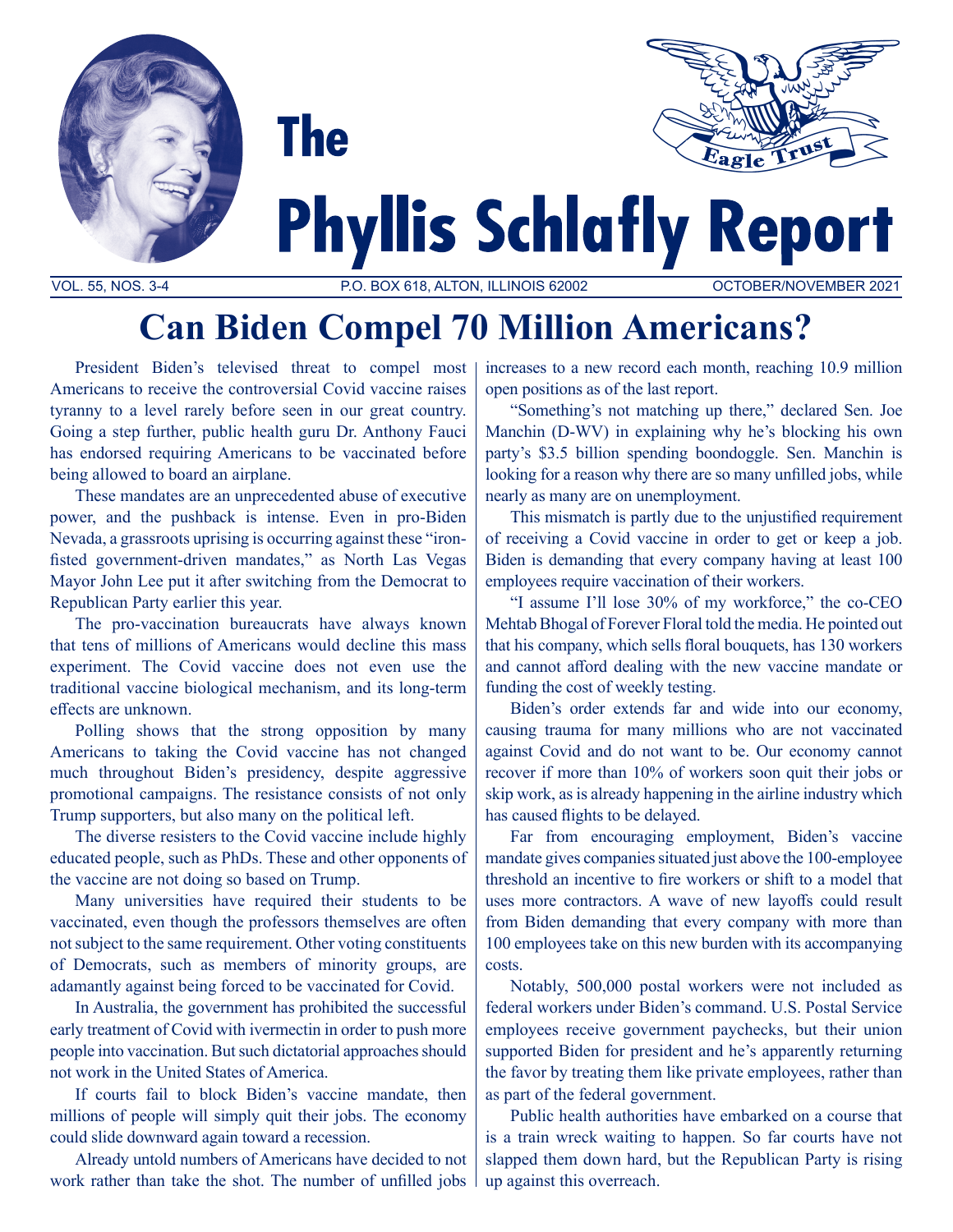# The Phyllis Schlafly Report

VOL. 55, NOS. 3-4 — P.O. BOX 618, ALTON, ILLINOIS 62002 — OCTOBER/NOVEMBER 2021

## Can Biden Compel 70 Million Americans?

President Biden's televised threat to compel most Americans to receive the controversial Covid vaccine raises tyranny to a level rarely before seen in our great country. Going a step further, public health guru Dr. Anthony Fauci has endorsed requiring Americans to be vaccinated before being allowed to board an airplane.

These mandates are an unprecedented abuse of executive power, and the pushback is intense. Even in pro-Biden Nevada, a grassroots uprising is occurring against these "iron-fisted government-driven mandates," as North Las Vegas Mayor John Lee put it after switching from the Democrat to Republican Party earlier this year.

The pro-vaccination bureaucrats have always known that tens of millions of Americans would decline this mass experiment. The Covid vaccine does not even use the traditional vaccine biological mechanism, and its long-term effects are unknown.

Polling shows that the strong opposition by many Americans to taking the Covid vaccine has not changed much throughout Biden's presidency, despite aggressive promotional campaigns. The resistance consists of not only Trump supporters, but also many on the political left.

The diverse resisters to the Covid vaccine include highly educated people, such as PhDs. These and other opponents of the vaccine are not doing so based on Trump.

Many universities have required their students to be vaccinated, even though the professors themselves are often not subject to the same requirement. Other voting constituents of Democrats, such as members of minority groups, are adamantly against being forced to be vaccinated for Covid.

In Australia, the government has prohibited the successful early treatment of Covid with ivermectin in order to push more people into vaccination. But such dictatorial approaches should not work in the United States of America.

If courts fail to block Biden's vaccine mandate, then millions of people will simply quit their jobs. The economy could slide downward again toward a recession.

Already untold numbers of Americans have decided to not work rather than take the shot. The number of unfilled jobs increases to a new record each month, reaching 10.9 million open positions as of the last report.

"Something's not matching up there," declared Sen. Joe Manchin (D-WV) in explaining why he's blocking his own party's $3.5 billion spending boondoggle. Sen. Manchin is looking for a reason why there are so many unfilled jobs, while nearly as many are on unemployment.

This mismatch is partly due to the unjustified requirement of receiving a Covid vaccine in order to get or keep a job. Biden is demanding that every company having at least 100 employees require vaccination of their workers.

"I assume I'll lose 30% of my workforce," the co-CEO Mehtab Bhogal of Forever Floral told the media. He pointed out that his company, which sells floral bouquets, has 130 workers and cannot afford dealing with the new vaccine mandate or funding the cost of weekly testing.

Biden's order extends far and wide into our economy, causing trauma for many millions who are not vaccinated against Covid and do not want to be. Our economy cannot recover if more than 10% of workers soon quit their jobs or skip work, as is already happening in the airline industry which has caused flights to be delayed.

Far from encouraging employment, Biden's vaccine mandate gives companies situated just above the 100-employee threshold an incentive to fire workers or shift to a model that uses more contractors. A wave of new layoffs could result from Biden demanding that every company with more than 100 employees take on this new burden with its accompanying costs.

Notably, 500,000 postal workers were not included as federal workers under Biden's command. U.S. Postal Service employees receive government paychecks, but their union supported Biden for president and he's apparently returning the favor by treating them like private employees, rather than as part of the federal government.

Public health authorities have embarked on a course that is a train wreck waiting to happen. So far courts have not slapped them down hard, but the Republican Party is rising up against this overreach.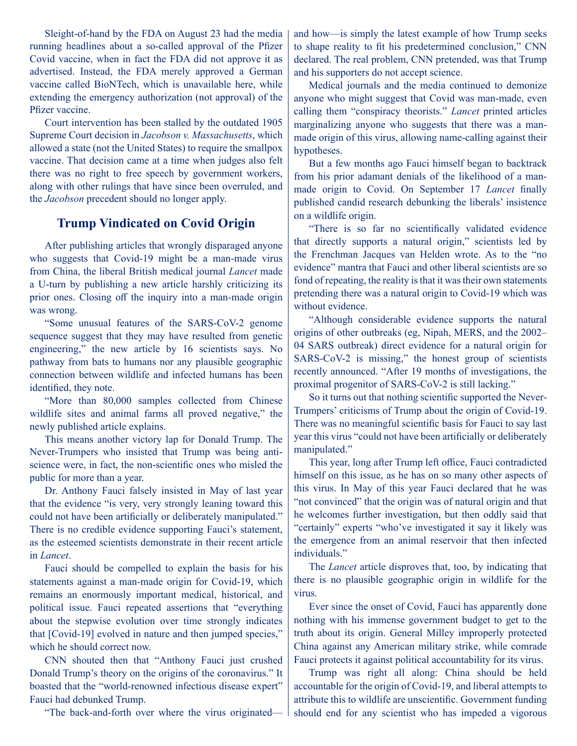Sleight-of-hand by the FDA on August 23 had the media running headlines about a so-called approval of the Pfizer Covid vaccine, when in fact the FDA did not approve it as advertised. Instead, the FDA merely approved a German vaccine called BioNTech, which is unavailable here, while extending the emergency authorization (not approval) of the Pfizer vaccine.

Court intervention has been stalled by the outdated 1905 Supreme Court decision in *Jacobson v. Massachusetts*, which allowed a state (not the United States) to require the smallpox vaccine. That decision came at a time when judges also felt there was no right to free speech by government workers, along with other rulings that have since been overruled, and the *Jacobson* precedent should no longer apply.

## Trump Vindicated on Covid Origin

After publishing articles that wrongly disparaged anyone who suggests that Covid-19 might be a man-made virus from China, the liberal British medical journal *Lancet* made a U-turn by publishing a new article harshly criticizing its prior ones. Closing off the inquiry into a man-made origin was wrong.

"Some unusual features of the SARS-CoV-2 genome sequence suggest that they may have resulted from genetic engineering," the new article by 16 scientists says. No pathway from bats to humans nor any plausible geographic connection between wildlife and infected humans has been identified, they note.

"More than 80,000 samples collected from Chinese wildlife sites and animal farms all proved negative," the newly published article explains.

This means another victory lap for Donald Trump. The Never-Trumpers who insisted that Trump was being anti-science were, in fact, the non-scientific ones who misled the public for more than a year.

Dr. Anthony Fauci falsely insisted in May of last year that the evidence "is very, very strongly leaning toward this could not have been artificially or deliberately manipulated." There is no credible evidence supporting Fauci's statement, as the esteemed scientists demonstrate in their recent article in *Lancet*.

Fauci should be compelled to explain the basis for his statements against a man-made origin for Covid-19, which remains an enormously important medical, historical, and political issue. Fauci repeated assertions that "everything about the stepwise evolution over time strongly indicates that [Covid-19] evolved in nature and then jumped species," which he should correct now.

CNN shouted then that "Anthony Fauci just crushed Donald Trump's theory on the origins of the coronavirus." It boasted that the "world-renowned infectious disease expert" Fauci had debunked Trump.

"The back-and-forth over where the virus originated—and how—is simply the latest example of how Trump seeks to shape reality to fit his predetermined conclusion," CNN declared. The real problem, CNN pretended, was that Trump and his supporters do not accept science.

Medical journals and the media continued to demonize anyone who might suggest that Covid was man-made, even calling them "conspiracy theorists." *Lancet* printed articles marginalizing anyone who suggests that there was a man-made origin of this virus, allowing name-calling against their hypotheses.

But a few months ago Fauci himself began to backtrack from his prior adamant denials of the likelihood of a man-made origin to Covid. On September 17 *Lancet* finally published candid research debunking the liberals' insistence on a wildlife origin.

"There is so far no scientifically validated evidence that directly supports a natural origin," scientists led by the Frenchman Jacques van Helden wrote. As to the "no evidence" mantra that Fauci and other liberal scientists are so fond of repeating, the reality is that it was their own statements pretending there was a natural origin to Covid-19 which was without evidence.

"Although considerable evidence supports the natural origins of other outbreaks (eg, Nipah, MERS, and the 2002–04 SARS outbreak) direct evidence for a natural origin for SARS-CoV-2 is missing," the honest group of scientists recently announced. "After 19 months of investigations, the proximal progenitor of SARS-CoV-2 is still lacking."

So it turns out that nothing scientific supported the Never-Trumpers' criticisms of Trump about the origin of Covid-19. There was no meaningful scientific basis for Fauci to say last year this virus "could not have been artificially or deliberately manipulated."

This year, long after Trump left office, Fauci contradicted himself on this issue, as he has on so many other aspects of this virus. In May of this year Fauci declared that he was "not convinced" that the origin was of natural origin and that he welcomes further investigation, but then oddly said that "certainly" experts "who've investigated it say it likely was the emergence from an animal reservoir that then infected individuals."

The *Lancet* article disproves that, too, by indicating that there is no plausible geographic origin in wildlife for the virus.

Ever since the onset of Covid, Fauci has apparently done nothing with his immense government budget to get to the truth about its origin. General Milley improperly protected China against any American military strike, while comrade Fauci protects it against political accountability for its virus.

Trump was right all along: China should be held accountable for the origin of Covid-19, and liberal attempts to attribute this to wildlife are unscientific. Government funding should end for any scientist who has impeded a vigorous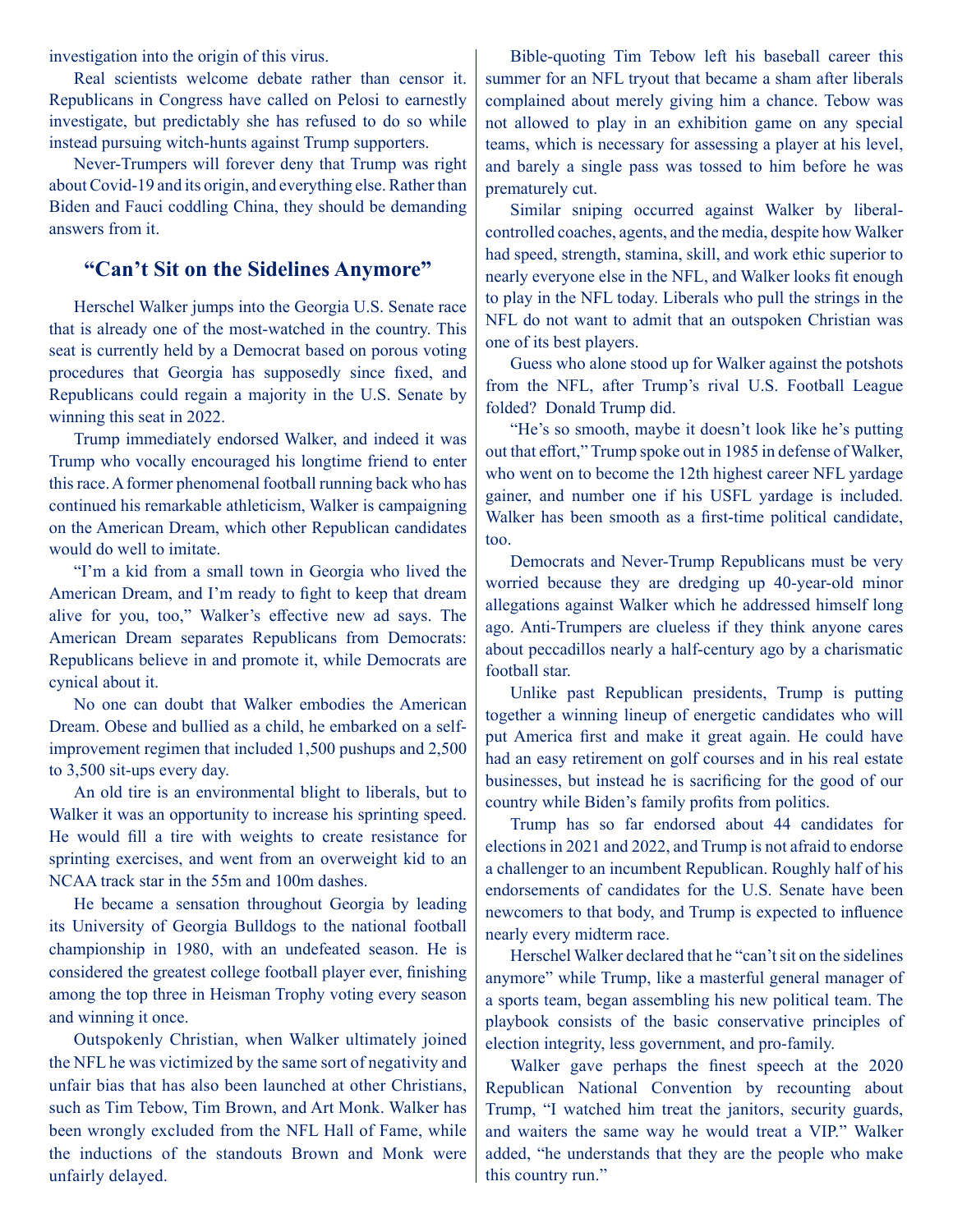investigation into the origin of this virus.

Real scientists welcome debate rather than censor it. Republicans in Congress have called on Pelosi to earnestly investigate, but predictably she has refused to do so while instead pursuing witch-hunts against Trump supporters.

Never-Trumpers will forever deny that Trump was right about Covid-19 and its origin, and everything else. Rather than Biden and Fauci coddling China, they should be demanding answers from it.

## "Can't Sit on the Sidelines Anymore"

Herschel Walker jumps into the Georgia U.S. Senate race that is already one of the most-watched in the country. This seat is currently held by a Democrat based on porous voting procedures that Georgia has supposedly since fixed, and Republicans could regain a majority in the U.S. Senate by winning this seat in 2022.

Trump immediately endorsed Walker, and indeed it was Trump who vocally encouraged his longtime friend to enter this race. A former phenomenal football running back who has continued his remarkable athleticism, Walker is campaigning on the American Dream, which other Republican candidates would do well to imitate.

"I'm a kid from a small town in Georgia who lived the American Dream, and I'm ready to fight to keep that dream alive for you, too," Walker's effective new ad says. The American Dream separates Republicans from Democrats: Republicans believe in and promote it, while Democrats are cynical about it.

No one can doubt that Walker embodies the American Dream. Obese and bullied as a child, he embarked on a self-improvement regimen that included 1,500 pushups and 2,500 to 3,500 sit-ups every day.

An old tire is an environmental blight to liberals, but to Walker it was an opportunity to increase his sprinting speed. He would fill a tire with weights to create resistance for sprinting exercises, and went from an overweight kid to an NCAA track star in the 55m and 100m dashes.

He became a sensation throughout Georgia by leading its University of Georgia Bulldogs to the national football championship in 1980, with an undefeated season. He is considered the greatest college football player ever, finishing among the top three in Heisman Trophy voting every season and winning it once.

Outspokenly Christian, when Walker ultimately joined the NFL he was victimized by the same sort of negativity and unfair bias that has also been launched at other Christians, such as Tim Tebow, Tim Brown, and Art Monk. Walker has been wrongly excluded from the NFL Hall of Fame, while the inductions of the standouts Brown and Monk were unfairly delayed.

Bible-quoting Tim Tebow left his baseball career this summer for an NFL tryout that became a sham after liberals complained about merely giving him a chance. Tebow was not allowed to play in an exhibition game on any special teams, which is necessary for assessing a player at his level, and barely a single pass was tossed to him before he was prematurely cut.

Similar sniping occurred against Walker by liberal-controlled coaches, agents, and the media, despite how Walker had speed, strength, stamina, skill, and work ethic superior to nearly everyone else in the NFL, and Walker looks fit enough to play in the NFL today. Liberals who pull the strings in the NFL do not want to admit that an outspoken Christian was one of its best players.

Guess who alone stood up for Walker against the potshots from the NFL, after Trump's rival U.S. Football League folded? Donald Trump did.

"He's so smooth, maybe it doesn't look like he's putting out that effort," Trump spoke out in 1985 in defense of Walker, who went on to become the 12th highest career NFL yardage gainer, and number one if his USFL yardage is included. Walker has been smooth as a first-time political candidate, too.

Democrats and Never-Trump Republicans must be very worried because they are dredging up 40-year-old minor allegations against Walker which he addressed himself long ago. Anti-Trumpers are clueless if they think anyone cares about peccadillos nearly a half-century ago by a charismatic football star.

Unlike past Republican presidents, Trump is putting together a winning lineup of energetic candidates who will put America first and make it great again. He could have had an easy retirement on golf courses and in his real estate businesses, but instead he is sacrificing for the good of our country while Biden's family profits from politics.

Trump has so far endorsed about 44 candidates for elections in 2021 and 2022, and Trump is not afraid to endorse a challenger to an incumbent Republican. Roughly half of his endorsements of candidates for the U.S. Senate have been newcomers to that body, and Trump is expected to influence nearly every midterm race.

Herschel Walker declared that he "can't sit on the sidelines anymore" while Trump, like a masterful general manager of a sports team, began assembling his new political team. The playbook consists of the basic conservative principles of election integrity, less government, and pro-family.

Walker gave perhaps the finest speech at the 2020 Republican National Convention by recounting about Trump, "I watched him treat the janitors, security guards, and waiters the same way he would treat a VIP." Walker added, "he understands that they are the people who make this country run."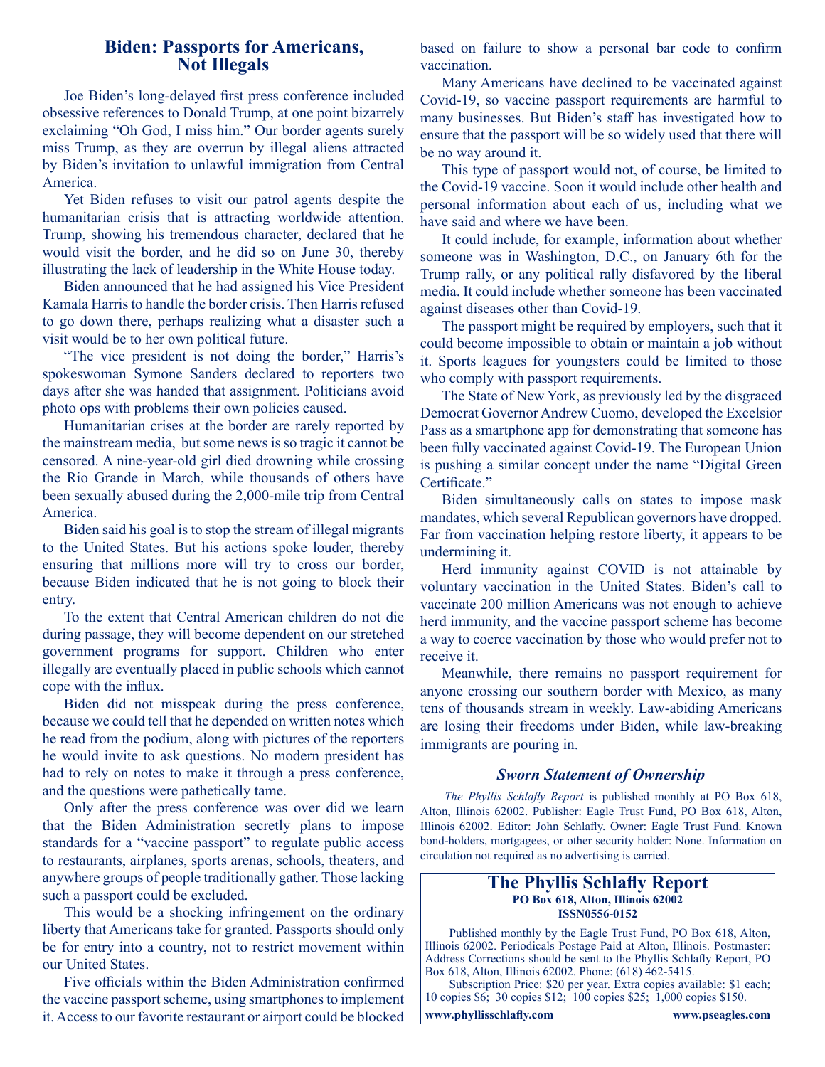## Biden: Passports for Americans, Not Illegals

Joe Biden's long-delayed first press conference included obsessive references to Donald Trump, at one point bizarrely exclaiming "Oh God, I miss him." Our border agents surely miss Trump, as they are overrun by illegal aliens attracted by Biden's invitation to unlawful immigration from Central America.

Yet Biden refuses to visit our patrol agents despite the humanitarian crisis that is attracting worldwide attention. Trump, showing his tremendous character, declared that he would visit the border, and he did so on June 30, thereby illustrating the lack of leadership in the White House today.

Biden announced that he had assigned his Vice President Kamala Harris to handle the border crisis. Then Harris refused to go down there, perhaps realizing what a disaster such a visit would be to her own political future.

"The vice president is not doing the border," Harris's spokeswoman Symone Sanders declared to reporters two days after she was handed that assignment. Politicians avoid photo ops with problems their own policies caused.

Humanitarian crises at the border are rarely reported by the mainstream media, but some news is so tragic it cannot be censored. A nine-year-old girl died drowning while crossing the Rio Grande in March, while thousands of others have been sexually abused during the 2,000-mile trip from Central America.

Biden said his goal is to stop the stream of illegal migrants to the United States. But his actions spoke louder, thereby ensuring that millions more will try to cross our border, because Biden indicated that he is not going to block their entry.

To the extent that Central American children do not die during passage, they will become dependent on our stretched government programs for support. Children who enter illegally are eventually placed in public schools which cannot cope with the influx.

Biden did not misspeak during the press conference, because we could tell that he depended on written notes which he read from the podium, along with pictures of the reporters he would invite to ask questions. No modern president has had to rely on notes to make it through a press conference, and the questions were pathetically tame.

Only after the press conference was over did we learn that the Biden Administration secretly plans to impose standards for a "vaccine passport" to regulate public access to restaurants, airplanes, sports arenas, schools, theaters, and anywhere groups of people traditionally gather. Those lacking such a passport could be excluded.

This would be a shocking infringement on the ordinary liberty that Americans take for granted. Passports should only be for entry into a country, not to restrict movement within our United States.

Five officials within the Biden Administration confirmed the vaccine passport scheme, using smartphones to implement it. Access to our favorite restaurant or airport could be blocked based on failure to show a personal bar code to confirm vaccination.

Many Americans have declined to be vaccinated against Covid-19, so vaccine passport requirements are harmful to many businesses. But Biden's staff has investigated how to ensure that the passport will be so widely used that there will be no way around it.

This type of passport would not, of course, be limited to the Covid-19 vaccine. Soon it would include other health and personal information about each of us, including what we have said and where we have been.

It could include, for example, information about whether someone was in Washington, D.C., on January 6th for the Trump rally, or any political rally disfavored by the liberal media. It could include whether someone has been vaccinated against diseases other than Covid-19.

The passport might be required by employers, such that it could become impossible to obtain or maintain a job without it. Sports leagues for youngsters could be limited to those who comply with passport requirements.

The State of New York, as previously led by the disgraced Democrat Governor Andrew Cuomo, developed the Excelsior Pass as a smartphone app for demonstrating that someone has been fully vaccinated against Covid-19. The European Union is pushing a similar concept under the name "Digital Green Certificate."

Biden simultaneously calls on states to impose mask mandates, which several Republican governors have dropped. Far from vaccination helping restore liberty, it appears to be undermining it.

Herd immunity against COVID is not attainable by voluntary vaccination in the United States. Biden's call to vaccinate 200 million Americans was not enough to achieve herd immunity, and the vaccine passport scheme has become a way to coerce vaccination by those who would prefer not to receive it.

Meanwhile, there remains no passport requirement for anyone crossing our southern border with Mexico, as many tens of thousands stream in weekly. Law-abiding Americans are losing their freedoms under Biden, while law-breaking immigrants are pouring in.

### *Sworn Statement of Ownership*

*The Phyllis Schlafly Report* is published monthly at PO Box 618, Alton, Illinois 62002. Publisher: Eagle Trust Fund, PO Box 618, Alton, Illinois 62002. Editor: John Schlafly. Owner: Eagle Trust Fund. Known bond-holders, mortgagees, or other security holder: None. Information on circulation not required as no advertising is carried.

## The Phyllis Schlafly Report

**PO Box 618, Alton, Illinois 62002**
**ISSN0556-0152**

Published monthly by the Eagle Trust Fund, PO Box 618, Alton, Illinois 62002. Periodicals Postage Paid at Alton, Illinois. Postmaster: Address Corrections should be sent to the Phyllis Schlafly Report, PO Box 618, Alton, Illinois 62002. Phone: (618) 462-5415.

Subscription Price: $20 per year. Extra copies available: $1 each; 10 copies $6; 30 copies $12; 100 copies $25; 1,000 copies $150.

**www.phyllisschlafly.com** **www.pseagles.com**